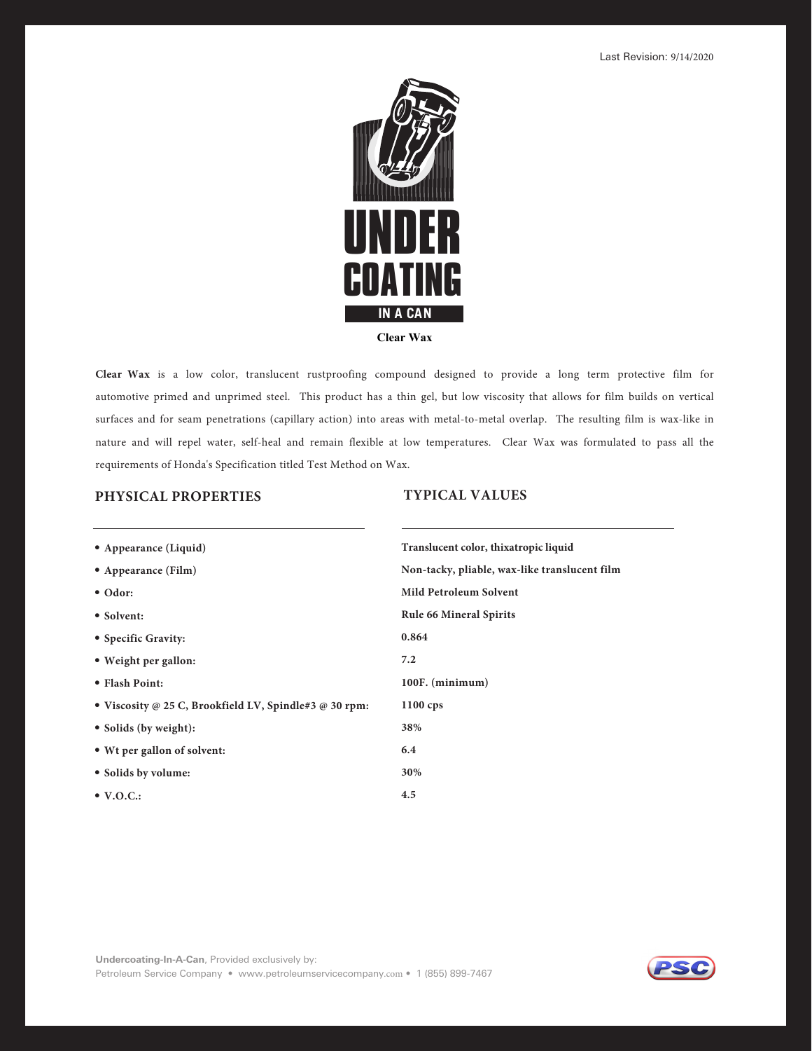Last Revision: 9/14/2020

# UNDER COATING IN A CAN

**Clear Wax**

**Clear Wax** is a low color, translucent rustproofing compound designed to provide a long term protective film for automotive primed and unprimed steel. This product has a thin gel, but low viscosity that allows for film builds on vertical surfaces and for seam penetrations (capillary action) into areas with metal-to-metal overlap. The resulting film is wax-like in nature and will repel water, self-heal and remain flexible at low temperatures. Clear Wax was formulated to pass all the requirements of Honda's Specification titled Test Method on Wax.

| PHYSICAL PROPERTIES | TYPICAL VALUES |
|---|---|
| **Appearance (Liquid)** | **Translucent color, thixatropic liquid** |
| **Appearance (Film)** | **Non-tacky, pliable, wax-like translucent film** |
| **Odor:** | **Mild Petroleum Solvent** |
| **Solvent:** | **Rule 66 Mineral Spirits** |
| **Specific Gravity:** | **0.864** |
| **Weight per gallon:** | **7.2** |
| **Flash Point:** | **100F. (minimum)** |
| **Viscosity @ 25 C, Brookfield LV, Spindle#3 @ 30 rpm:** | **1100 cps** |
| **Solids (by weight):** | **38%** |
| **Wt per gallon of solvent:** | **6.4** |
| **Solids by volume:** | **30%** |
| **V.O.C.:** | **4.5** |

**Undercoating-In-A-Can**, Provided exclusively by:
Petroleum Service Company • www.petroleumservicecompany.com • 1 (855) 899-7467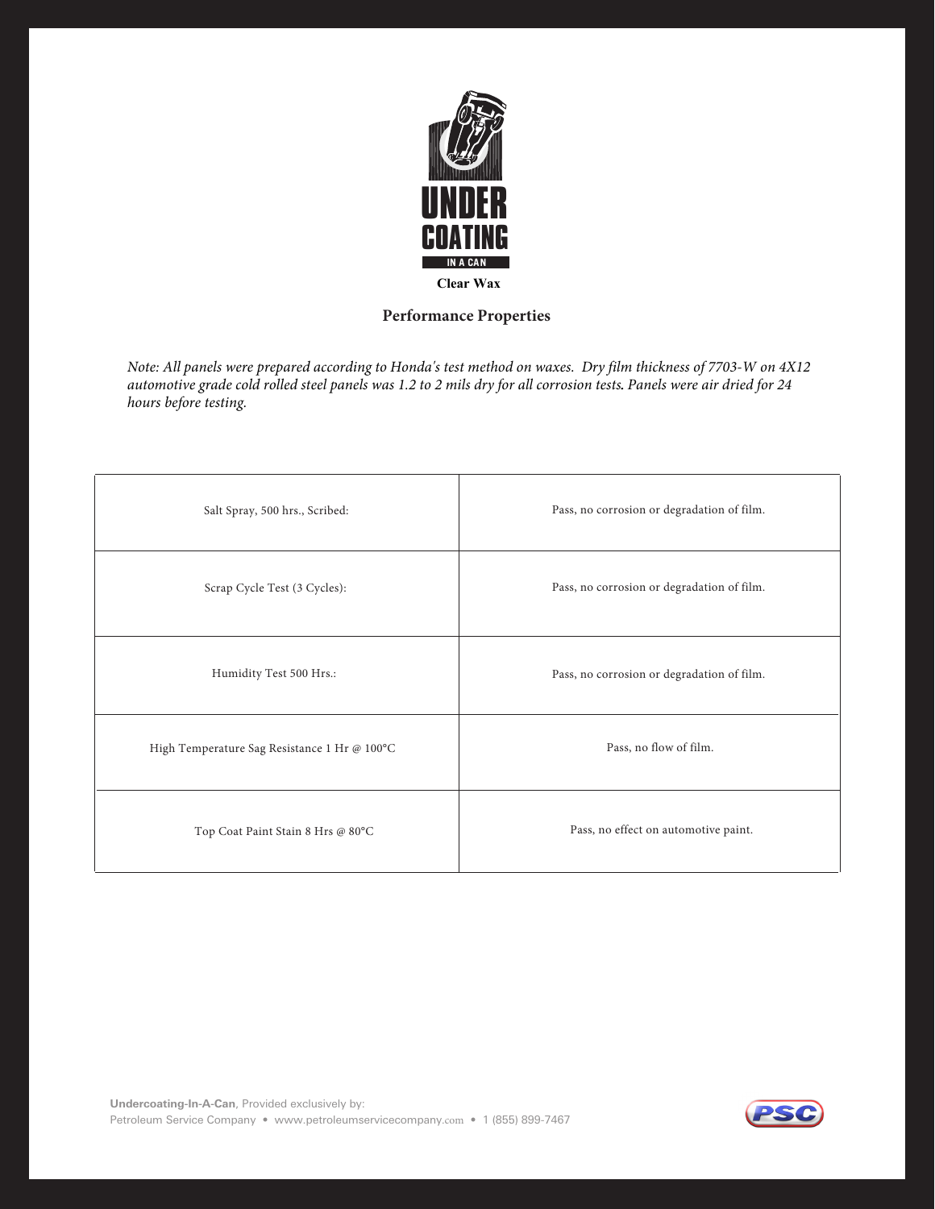UNDER COATING IN A CAN

**Clear Wax**

## Performance Properties

*Note: All panels were prepared according to Honda's test method on waxes. Dry film thickness of 7703-W on 4X12 automotive grade cold rolled steel panels was 1.2 to 2 mils dry for all corrosion tests. Panels were air dried for 24 hours before testing.*

| Test | Result |
|---|---|
| Salt Spray, 500 hrs., Scribed: | Pass, no corrosion or degradation of film. |
| Scrap Cycle Test (3 Cycles): | Pass, no corrosion or degradation of film. |
| Humidity Test 500 Hrs.: | Pass, no corrosion or degradation of film. |
| High Temperature Sag Resistance 1 Hr @ 100°C | Pass, no flow of film. |
| Top Coat Paint Stain 8 Hrs @ 80°C | Pass, no effect on automotive paint. |

**Undercoating-In-A-Can**, Provided exclusively by:
Petroleum Service Company • www.petroleumservicecompany.com • 1 (855) 899-7467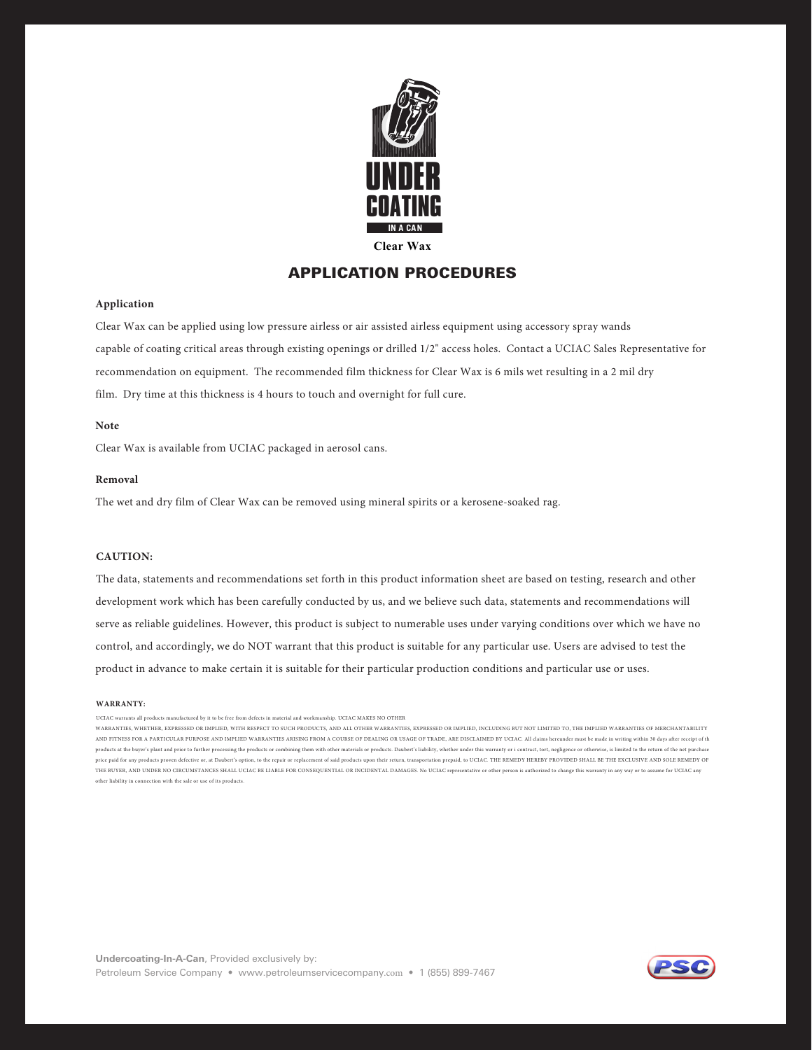UNDER COATING IN A CAN

**Clear Wax**

## APPLICATION PROCEDURES

**Application**

Clear Wax can be applied using low pressure airless or air assisted airless equipment using accessory spray wands capable of coating critical areas through existing openings or drilled 1/2" access holes. Contact a UCIAC Sales Representative for recommendation on equipment. The recommended film thickness for Clear Wax is 6 mils wet resulting in a 2 mil dry film. Dry time at this thickness is 4 hours to touch and overnight for full cure.

**Note**

Clear Wax is available from UCIAC packaged in aerosol cans.

**Removal**

The wet and dry film of Clear Wax can be removed using mineral spirits or a kerosene-soaked rag.

**CAUTION:**

The data, statements and recommendations set forth in this product information sheet are based on testing, research and other development work which has been carefully conducted by us, and we believe such data, statements and recommendations will serve as reliable guidelines. However, this product is subject to numerable uses under varying conditions over which we have no control, and accordingly, we do NOT warrant that this product is suitable for any particular use. Users are advised to test the product in advance to make certain it is suitable for their particular production conditions and particular use or uses.

**WARRANTY:**

UCIAC warrants all products manufactured by it to be free from defects in material and workmanship. UCIAC MAKES NO OTHER WARRANTIES, WHETHER, EXPRESSED OR IMPLIED, WITH RESPECT TO SUCH PRODUCTS, AND ALL OTHER WARRANTIES, EXPRESSED OR IMPLIED, INCLUDING BUT NOT LIMITED TO, THE IMPLIED WARRANTIES OF MERCHANTABILITY AND FITNESS FOR A PARTICULAR PURPOSE AND IMPLIED WARRANTIES ARISING FROM A COURSE OF DEALING OR USAGE OF TRADE, ARE DISCLAIMED BY UCIAC. All claims hereunder must be made in writing within 30 days after receipt of th products at the buyer's plant and prior to further processing the products or combining them with other materials or products. Daubert's liability, whether under this warranty or i contract, tort, negligence or otherwise, is limited to the return of the net purchase price paid for any products proven defective or, at Daubert's option, to the repair or replacement of said products upon their return, transportation prepaid, to UCIAC. THE REMEDY HEREBY PROVIDED SHALL BE THE EXCLUSIVE AND SOLE REMEDY OF THE BUYER, AND UNDER NO CIRCUMSTANCES SHALL UCIAC BE LIABLE FOR CONSEQUENTIAL OR INCIDENTAL DAMAGES. No UCIAC representative or other person is authorized to change this warranty in any way or to assume for UCIAC any other liability in connection with the sale or use of its products.

**Undercoating-In-A-Can**, Provided exclusively by:
Petroleum Service Company • www.petroleumservicecompany.com • 1 (855) 899-7467

PSC